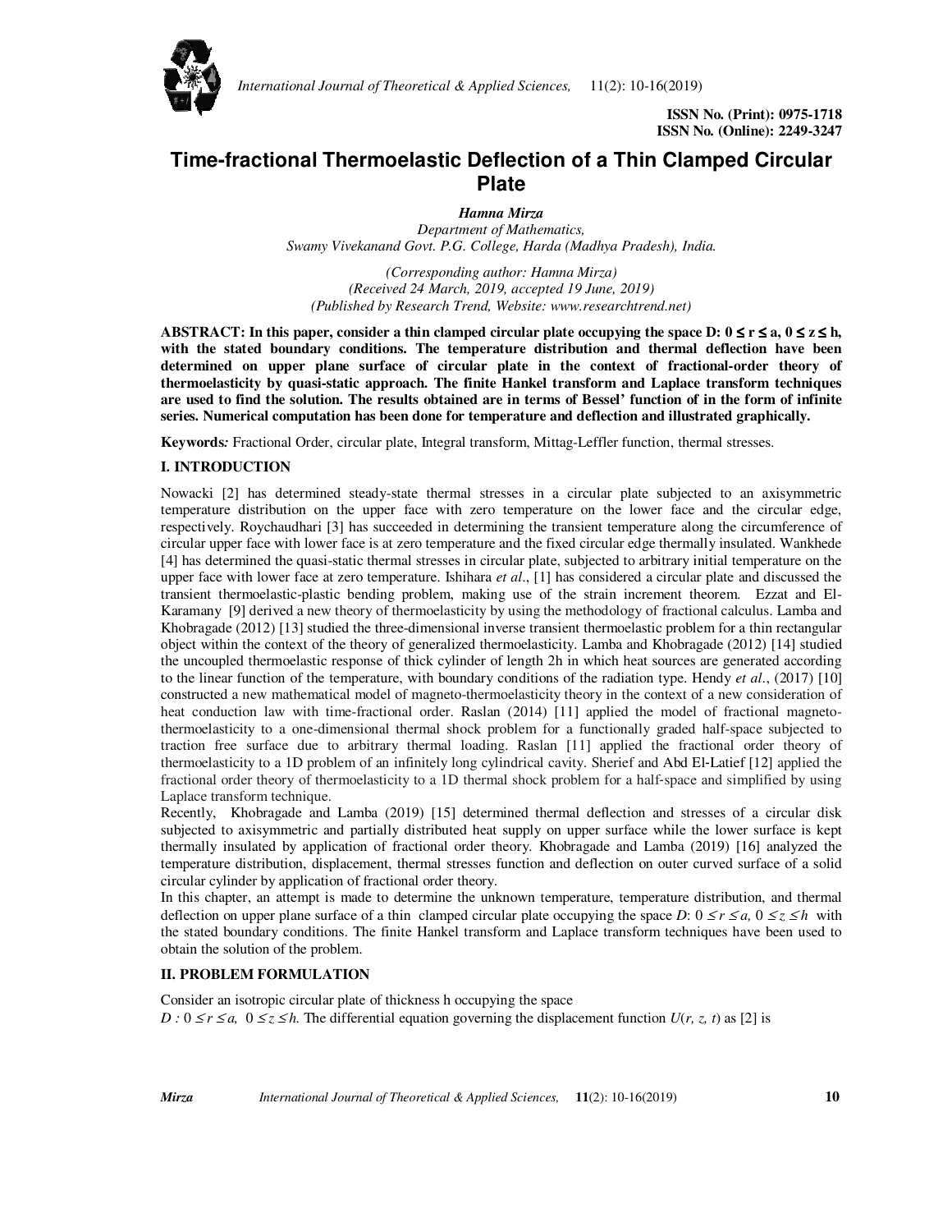ISSN No. (Print): 0975-1718
ISSN No. (Online): 2249-3247

# Time-fractional Thermoelastic Deflection of a Thin Clamped Circular Plate

***Hamna Mirza***
*Department of Mathematics,*
*Swamy Vivekanand Govt. P.G. College, Harda (Madhya Pradesh), India.*

*(Corresponding author: Hamna Mirza)*
*(Received 24 March, 2019, accepted 19 June, 2019)*
*(Published by Research Trend, Website: www.researchtrend.net)*

**ABSTRACT: In this paper, consider a thin clamped circular plate occupying the space D: $0 \le r \le a$, $0 \le z \le h$, with the stated boundary conditions. The temperature distribution and thermal deflection have been determined on upper plane surface of circular plate in the context of fractional-order theory of thermoelasticity by quasi-static approach. The finite Hankel transform and Laplace transform techniques are used to find the solution. The results obtained are in terms of Bessel' function of in the form of infinite series. Numerical computation has been done for temperature and deflection and illustrated graphically.**

**Keywords***:* Fractional Order, circular plate, Integral transform, Mittag-Leffler function, thermal stresses.

## I. INTRODUCTION

Nowacki [2] has determined steady-state thermal stresses in a circular plate subjected to an axisymmetric temperature distribution on the upper face with zero temperature on the lower face and the circular edge, respectively. Roychaudhari [3] has succeeded in determining the transient temperature along the circumference of circular upper face with lower face is at zero temperature and the fixed circular edge thermally insulated. Wankhede [4] has determined the quasi-static thermal stresses in circular plate, subjected to arbitrary initial temperature on the upper face with lower face at zero temperature. Ishihara *et al*., [1] has considered a circular plate and discussed the transient thermoelastic-plastic bending problem, making use of the strain increment theorem. Ezzat and El-Karamany [9] derived a new theory of thermoelasticity by using the methodology of fractional calculus. Lamba and Khobragade (2012) [13] studied the three-dimensional inverse transient thermoelastic problem for a thin rectangular object within the context of the theory of generalized thermoelasticity. Lamba and Khobragade (2012) [14] studied the uncoupled thermoelastic response of thick cylinder of length 2h in which heat sources are generated according to the linear function of the temperature, with boundary conditions of the radiation type. Hendy *et al*., (2017) [10] constructed a new mathematical model of magneto-thermoelasticity theory in the context of a new consideration of heat conduction law with time-fractional order. Raslan (2014) [11] applied the model of fractional magneto-thermoelasticity to a one-dimensional thermal shock problem for a functionally graded half-space subjected to traction free surface due to arbitrary thermal loading. Raslan [11] applied the fractional order theory of thermoelasticity to a 1D problem of an infinitely long cylindrical cavity. Sherief and Abd El-Latief [12] applied the fractional order theory of thermoelasticity to a 1D thermal shock problem for a half-space and simplified by using Laplace transform technique.

Recently, Khobragade and Lamba (2019) [15] determined thermal deflection and stresses of a circular disk subjected to axisymmetric and partially distributed heat supply on upper surface while the lower surface is kept thermally insulated by application of fractional order theory. Khobragade and Lamba (2019) [16] analyzed the temperature distribution, displacement, thermal stresses function and deflection on outer curved surface of a solid circular cylinder by application of fractional order theory.

In this chapter, an attempt is made to determine the unknown temperature, temperature distribution, and thermal deflection on upper plane surface of a thin clamped circular plate occupying the space *D*: $0 \le r \le a$, $0 \le z \le h$ with the stated boundary conditions. The finite Hankel transform and Laplace transform techniques have been used to obtain the solution of the problem.

## II. PROBLEM FORMULATION

Consider an isotropic circular plate of thickness h occupying the space
$D : 0 \le r \le a,\ 0 \le z \le h$. The differential equation governing the displacement function $U(r, z, t)$ as [2] is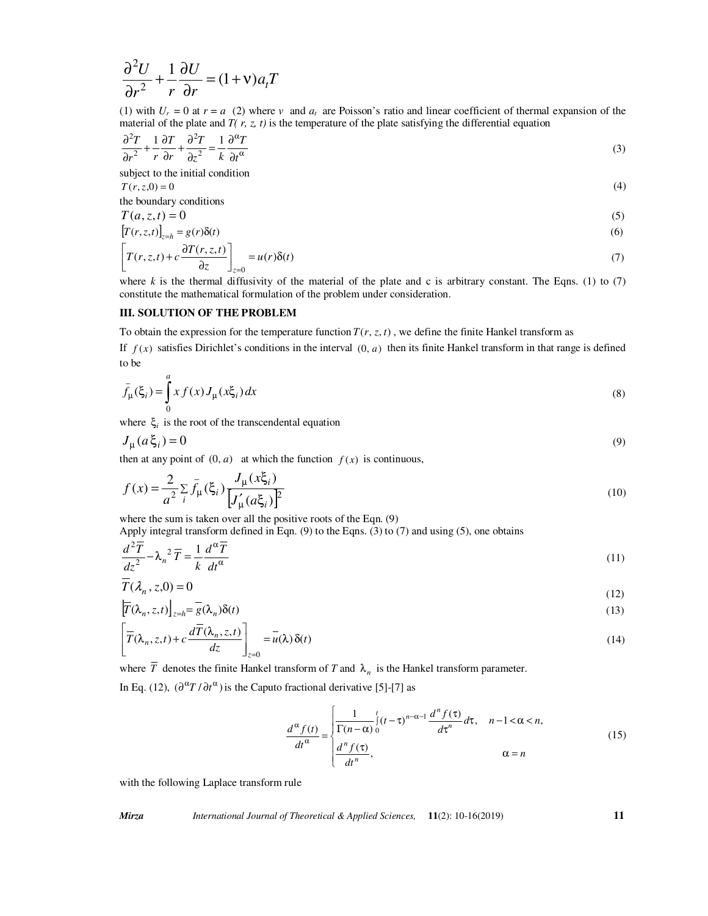$$\frac{\partial^2 U}{\partial r^2} + \frac{1}{r}\frac{\partial U}{\partial r} = (1+\nu)a_t T$$

(1) with $U_r = 0$ at $r = a$ (2) where $\nu$ and $a_t$ are Poisson's ratio and linear coefficient of thermal expansion of the material of the plate and $T(r, z, t)$ is the temperature of the plate satisfying the differential equation

$$\frac{\partial^2 T}{\partial r^2} + \frac{1}{r}\frac{\partial T}{\partial r} + \frac{\partial^2 T}{\partial z^2} = \frac{1}{k}\frac{\partial^\alpha T}{\partial t^\alpha} \tag{3}$$

subject to the initial condition

$$T(r, z, 0) = 0 \tag{4}$$

the boundary conditions

$$T(a, z, t) = 0 \tag{5}$$

$$\left[T(r,z,t)\right]_{z=h} = g(r)\delta(t) \tag{6}$$

$$\left[T(r,z,t) + c\frac{\partial T(r,z,t)}{\partial z}\right]_{z=0} = u(r)\delta(t) \tag{7}$$

where $k$ is the thermal diffusivity of the material of the plate and c is arbitrary constant. The Eqns. (1) to (7) constitute the mathematical formulation of the problem under consideration.

## III. SOLUTION OF THE PROBLEM

To obtain the expression for the temperature function $T(r, z, t)$, we define the finite Hankel transform as

If $f(x)$ satisfies Dirichlet's conditions in the interval $(0, a)$ then its finite Hankel transform in that range is defined to be

$$\bar{f}_\mu(\xi_i) = \int_0^a x\, f(x)\, J_\mu(x\xi_i)\, dx \tag{8}$$

where $\xi_i$ is the root of the transcendental equation

$$J_\mu(a\,\xi_i) = 0 \tag{9}$$

then at any point of $(0, a)$ at which the function $f(x)$ is continuous,

$$f(x) = \frac{2}{a^2}\sum_i \bar{f}_\mu(\xi_i)\frac{J_\mu(x\xi_i)}{\left[J'_\mu(a\xi_i)\right]^2} \tag{10}$$

where the sum is taken over all the positive roots of the Eqn. (9)

Apply integral transform defined in Eqn. (9) to the Eqns. (3) to (7) and using (5), one obtains

$$\frac{d^2\bar{T}}{dz^2} - \lambda_n^2\,\bar{T} = \frac{1}{k}\frac{d^\alpha \bar{T}}{dt^\alpha} \tag{11}$$

$$\bar{T}(\lambda_n, z, 0) = 0 \tag{12}$$

$$\left[\bar{T}(\lambda_n, z, t)\right]_{z=h} = \bar{g}(\lambda_n)\delta(t) \tag{13}$$

$$\left[\bar{T}(\lambda_n, z, t) + c\frac{d\bar{T}(\lambda_n, z, t)}{dz}\right]_{z=0} = \bar{u}(\lambda)\,\delta(t) \tag{14}$$

where $\bar{T}$ denotes the finite Hankel transform of $T$ and $\lambda_n$ is the Hankel transform parameter.

In Eq. (12), $(\partial^\alpha T / \partial t^\alpha)$ is the Caputo fractional derivative [5]-[7] as

$$\frac{d^\alpha f(t)}{dt^\alpha} = \begin{cases} \dfrac{1}{\Gamma(n-\alpha)}\displaystyle\int_0^t (t-\tau)^{n-\alpha-1}\frac{d^n f(\tau)}{d\tau^n}d\tau, & n-1<\alpha<n, \\ \dfrac{d^n f(\tau)}{dt^n}, & \alpha = n \end{cases} \tag{15}$$

with the following Laplace transform rule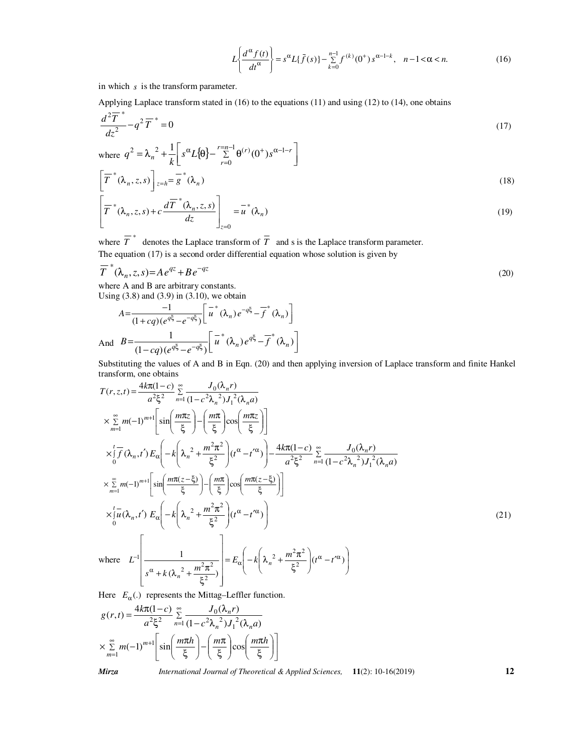$$L\left\{\frac{d^{\alpha} f(t)}{dt^{\alpha}}\right\} = s^{\alpha} L\{\bar{f}(s)\} - \sum_{k=0}^{n-1} f^{(k)}(0^{+})\, s^{\alpha-1-k}, \quad n-1<\alpha<n. \tag{16}$$

in which $s$ is the transform parameter.

Applying Laplace transform stated in (16) to the equations (11) and using (12) to (14), one obtains

$$\frac{d^2\overline{T}^*}{dz^2} - q^2\,\overline{T}^* = 0 \tag{17}$$

where $q^2 = {\lambda_n}^2 + \dfrac{1}{k}\left[ s^{\alpha} L\{\theta\} - \sum\limits_{r=0}^{r=n-1} \theta^{(r)}(0^{+}) s^{\alpha-1-r} \right]$

$$\left[\overline{T}^*(\lambda_n, z, s)\right]_{z=h} = \overline{g}^*(\lambda_n) \tag{18}$$

$$\left[\overline{T}^*(\lambda_n, z, s) + c\,\frac{d\overline{T}^*(\lambda_n, z, s)}{dz}\right]_{z=0} = \overline{u}^*(\lambda_n) \tag{19}$$

where $\overline{T}^*$ denotes the Laplace transform of $\overline{T}$ and s is the Laplace transform parameter.

The equation (17) is a second order differential equation whose solution is given by

$$\overline{T}^*(\lambda_n, z, s) = A\,e^{qz} + B\,e^{-qz} \tag{20}$$

where A and B are arbitrary constants.

Using (3.8) and (3.9) in (3.10), we obtain

$$A = \frac{-1}{(1+cq)(e^{q\xi} - e^{-q\xi})}\left[ \overline{u}^*(\lambda_n)\, e^{-q\xi} - \overline{f}^*(\lambda_n) \right]$$

And $B = \dfrac{1}{(1-cq)(e^{q\xi} - e^{-q\xi})}\left[ \overline{u}^*(\lambda_n)\, e^{q\xi} - \overline{f}^*(\lambda_n) \right]$

Substituting the values of A and B in Eqn. (20) and then applying inversion of Laplace transform and finite Hankel transform, one obtains

$$\begin{aligned}
T(r,z,t) = {} & \frac{4k\pi(1-c)}{a^2\xi^2} \sum_{n=1}^{\infty} \frac{J_0(\lambda_n r)}{(1-c^2{\lambda_n}^2) J_1^{\,2}(\lambda_n a)} \\
& \times \sum_{m=1}^{\infty} m(-1)^{m+1}\left[ \sin\left(\frac{m\pi z}{\xi}\right) - \left(\frac{m\pi}{\xi}\right)\cos\left(\frac{m\pi z}{\xi}\right) \right] \\
& \times \int_0^t \overline{f}(\lambda_n, t')\, E_{\alpha}\left( -k\left( {\lambda_n}^2 + \frac{m^2\pi^2}{\xi^2} \right)(t^{\alpha} - t'^{\alpha}) \right) - \frac{4k\pi(1-c)}{a^2\xi^2} \sum_{n=1}^{\infty} \frac{J_0(\lambda_n r)}{(1-c^2{\lambda_n}^2) J_1^{\,2}(\lambda_n a)} \\
& \times \sum_{m=1}^{\infty} m(-1)^{m+1}\left[ \sin\left(\frac{m\pi(z-\xi)}{\xi}\right) - \left(\frac{m\pi}{\xi}\right)\cos\left(\frac{m\pi(z-\xi)}{\xi}\right) \right] \\
& \times \int_0^t \overline{u}(\lambda_n, t')\; E_{\alpha}\left( -k\left( {\lambda_n}^2 + \frac{m^2\pi^2}{\xi^2} \right)(t^{\alpha} - t'^{\alpha}) \right)
\end{aligned} \tag{21}$$

where $L^{-1}\left[ \dfrac{1}{s^{\alpha} + k\left({\lambda_n}^2 + \dfrac{m^2\pi^2}{\xi^2}\right)} \right] = E_{\alpha}\left( -k\left( {\lambda_n}^2 + \dfrac{m^2\pi^2}{\xi^2} \right)(t^{\alpha} - t'^{\alpha}) \right)$

Here $E_{\alpha}(.)$ represents the Mittag–Leffler function.

$$\begin{aligned}
g(r,t) = {} & \frac{4k\pi(1-c)}{a^2\xi^2} \sum_{n=1}^{\infty} \frac{J_0(\lambda_n r)}{(1-c^2{\lambda_n}^2) J_1^{\,2}(\lambda_n a)} \\
& \times \sum_{m=1}^{\infty} m(-1)^{m+1}\left[ \sin\left(\frac{m\pi h}{\xi}\right) - \left(\frac{m\pi}{\xi}\right)\cos\left(\frac{m\pi h}{\xi}\right) \right]
\end{aligned}$$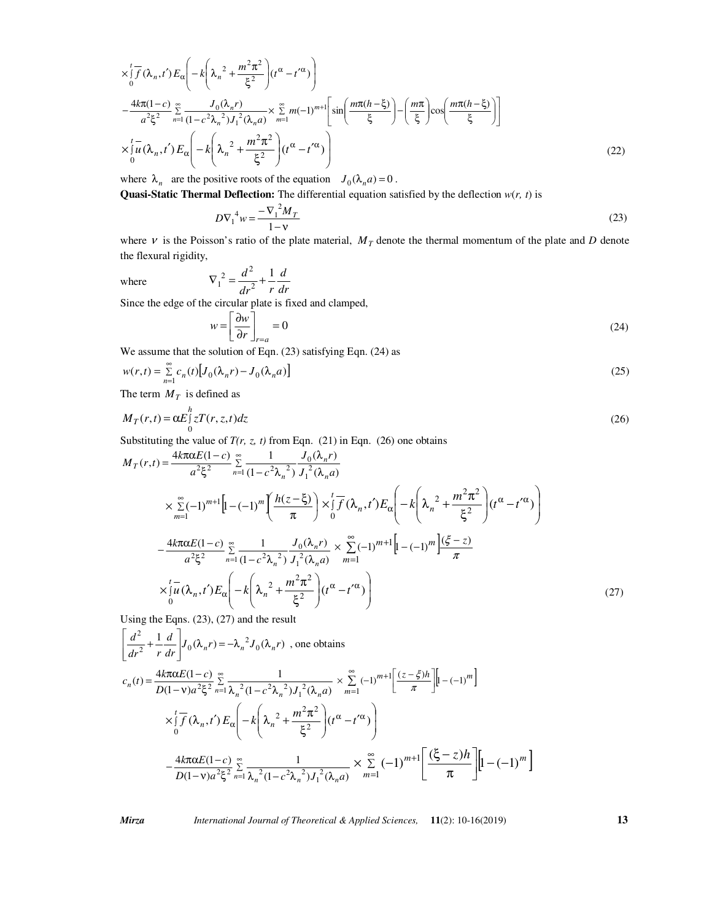$$\times \int_0^t \bar{f}(\lambda_n, t')\, E_\alpha\left(-k\left(\lambda_n^2 + \frac{m^2\pi^2}{\xi^2}\right)(t^\alpha - t'^\alpha)\right)$$

$$- \frac{4k\pi(1-c)}{a^2\xi^2} \sum_{n=1}^{\infty} \frac{J_0(\lambda_n r)}{(1-c^2\lambda_n^2) J_1^2(\lambda_n a)} \times \sum_{m=1}^{\infty} m(-1)^{m+1}\left[\sin\left(\frac{m\pi(h-\xi)}{\xi}\right) - \left(\frac{m\pi}{\xi}\right)\cos\left(\frac{m\pi(h-\xi)}{\xi}\right)\right]$$

$$\times \int_0^t \bar{u}(\lambda_n, t')\, E_\alpha\left(-k\left(\lambda_n^2 + \frac{m^2\pi^2}{\xi^2}\right)(t^\alpha - t'^\alpha)\right) \tag{22}$$

where $\lambda_n$ are the positive roots of the equation $J_0(\lambda_n a) = 0$.

**Quasi-Static Thermal Deflection:** The differential equation satisfied by the deflection $w(r, t)$ is

$$D\nabla_1^4 w = \frac{-\nabla_1^2 M_T}{1-\nu} \tag{23}$$

where $\nu$ is the Poisson's ratio of the plate material, $M_T$ denote the thermal momentum of the plate and $D$ denote the flexural rigidity,

where $\nabla_1^2 = \frac{d^2}{dr^2} + \frac{1}{r}\frac{d}{dr}$

Since the edge of the circular plate is fixed and clamped,

$$w = \left[\frac{\partial w}{\partial r}\right]_{r=a} = 0 \tag{24}$$

We assume that the solution of Eqn. (23) satisfying Eqn. (24) as

$$w(r,t) = \sum_{n=1}^{\infty} c_n(t)\left[J_0(\lambda_n r) - J_0(\lambda_n a)\right] \tag{25}$$

The term $M_T$ is defined as

$$M_T(r,t) = \alpha E \int_0^h z T(r,z,t)\, dz \tag{26}$$

Substituting the value of $T(r, z, t)$ from Eqn. (21) in Eqn. (26) one obtains

$$M_T(r,t) = \frac{4k\pi\alpha E(1-c)}{a^2\xi^2} \sum_{n=1}^{\infty} \frac{1}{(1-c^2\lambda_n^2)} \frac{J_0(\lambda_n r)}{J_1^2(\lambda_n a)}$$

$$\times \sum_{m=1}^{\infty} (-1)^{m+1}\left[1-(-1)^m\right]\left(\frac{h(z-\xi)}{\pi}\right) \times \int_0^t \bar{f}(\lambda_n, t')\, E_\alpha\left(-k\left(\lambda_n^2 + \frac{m^2\pi^2}{\xi^2}\right)(t^\alpha - t'^\alpha)\right)$$

$$- \frac{4k\pi\alpha E(1-c)}{a^2\xi^2} \sum_{n=1}^{\infty} \frac{1}{(1-c^2\lambda_n^2)} \frac{J_0(\lambda_n r)}{J_1^2(\lambda_n a)} \times \sum_{m=1}^{\infty} (-1)^{m+1}\left[1-(-1)^m\right]\frac{(\xi - z)}{\pi}$$

$$\times \int_0^t \bar{u}(\lambda_n, t')\, E_\alpha\left(-k\left(\lambda_n^2 + \frac{m^2\pi^2}{\xi^2}\right)(t^\alpha - t'^\alpha)\right) \tag{27}$$

Using the Eqns. (23), (27) and the result

$\left[\frac{d^2}{dr^2} + \frac{1}{r}\frac{d}{dr}\right] J_0(\lambda_n r) = -\lambda_n^2 J_0(\lambda_n r)$, one obtains

$$c_n(t) = \frac{4k\pi\alpha E(1-c)}{D(1-\nu)a^2\xi^2} \sum_{n=1}^{\infty} \frac{1}{\lambda_n^2(1-c^2\lambda_n^2) J_1^2(\lambda_n a)} \times \sum_{m=1}^{\infty} (-1)^{m+1}\left[\frac{(z-\xi)h}{\pi}\right]\left[1-(-1)^m\right]$$

$$\times \int_0^t \bar{f}(\lambda_n, t')\, E_\alpha\left(-k\left(\lambda_n^2 + \frac{m^2\pi^2}{\xi^2}\right)(t^\alpha - t'^\alpha)\right)$$

$$- \frac{4k\pi\alpha E(1-c)}{D(1-\nu)a^2\xi^2} \sum_{n=1}^{\infty} \frac{1}{\lambda_n^2(1-c^2\lambda_n^2) J_1^2(\lambda_n a)} \times \sum_{m=1}^{\infty} (-1)^{m+1}\left[\frac{(\xi - z)h}{\pi}\right]\left[1-(-1)^m\right]$$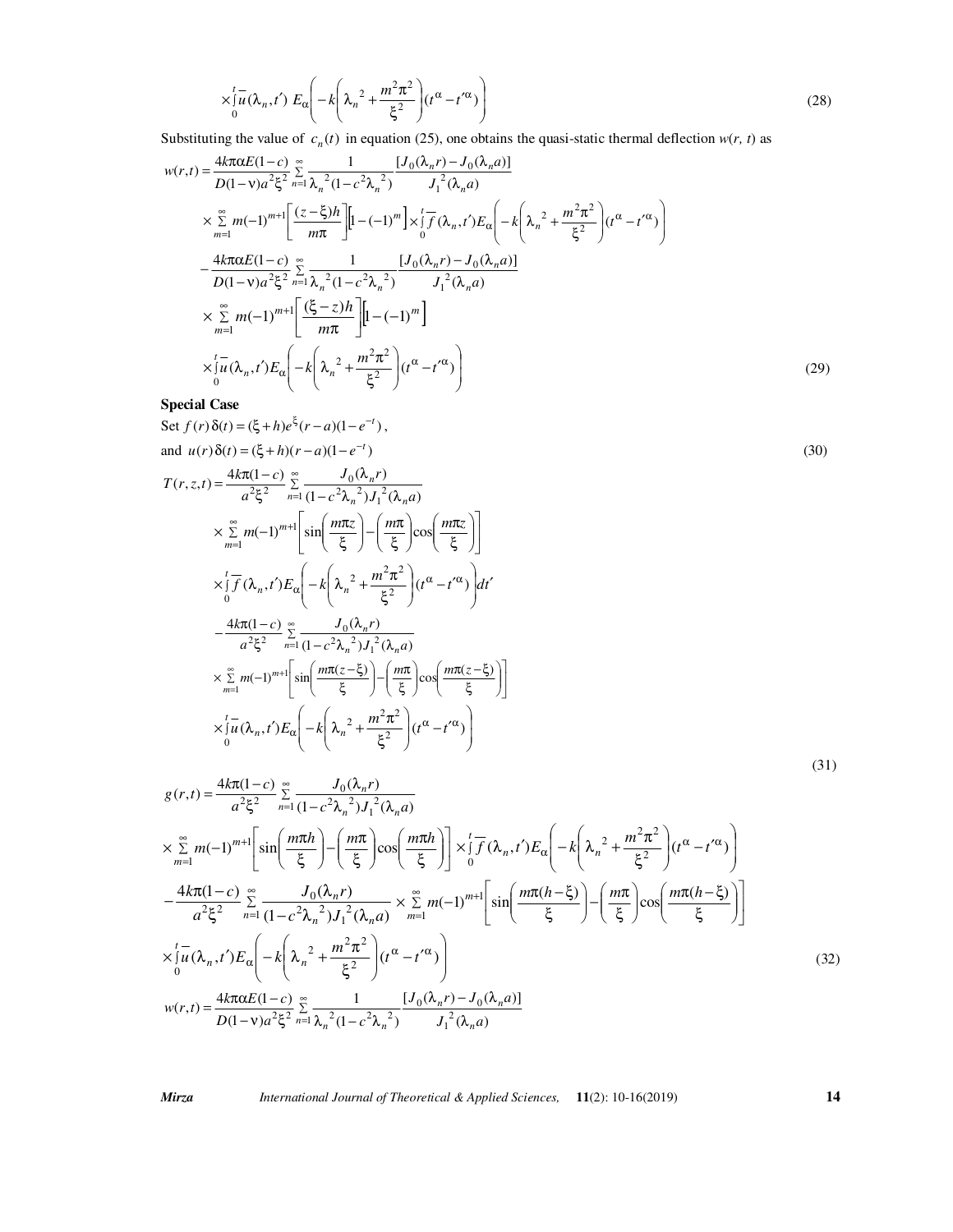$$\times \int_0^t \bar{u}(\lambda_n, t') \; E_\alpha\left(-k\left(\lambda_n{}^2 + \frac{m^2\pi^2}{\xi^2}\right)(t^\alpha - t'^\alpha)\right) \tag{28}$$

Substituting the value of $c_n(t)$ in equation (25), one obtains the quasi-static thermal deflection $w(r, t)$ as

$$\begin{aligned}
w(r,t) &= \frac{4k\pi\alpha E(1-c)}{D(1-\nu)a^2\xi^2} \sum_{n=1}^{\infty} \frac{1}{\lambda_n{}^2(1-c^2\lambda_n{}^2)} \frac{[J_0(\lambda_n r) - J_0(\lambda_n a)]}{J_1{}^2(\lambda_n a)} \\
&\times \sum_{m=1}^{\infty} m(-1)^{m+1}\left[\frac{(z-\xi)h}{m\pi}\right]\left[1-(-1)^m\right] \times \int_0^t \bar{f}(\lambda_n, t') E_\alpha\left(-k\left(\lambda_n{}^2 + \frac{m^2\pi^2}{\xi^2}\right)(t^\alpha - t'^\alpha)\right) \\
&- \frac{4k\pi\alpha E(1-c)}{D(1-\nu)a^2\xi^2} \sum_{n=1}^{\infty} \frac{1}{\lambda_n{}^2(1-c^2\lambda_n{}^2)} \frac{[J_0(\lambda_n r) - J_0(\lambda_n a)]}{J_1{}^2(\lambda_n a)} \\
&\times \sum_{m=1}^{\infty} m(-1)^{m+1}\left[\frac{(\xi - z)h}{m\pi}\right]\left[1-(-1)^m\right] \\
&\times \int_0^t \bar{u}(\lambda_n, t') E_\alpha\left(-k\left(\lambda_n{}^2 + \frac{m^2\pi^2}{\xi^2}\right)(t^\alpha - t'^\alpha)\right)
\end{aligned} \tag{29}$$

**Special Case**

Set $f(r)\delta(t) = (\xi + h)e^{\xi}(r-a)(1-e^{-t})$,

and $u(r)\delta(t) = (\xi + h)(r-a)(1-e^{-t})$ (30)

$$\begin{aligned}
T(r,z,t) &= \frac{4k\pi(1-c)}{a^2\xi^2} \sum_{n=1}^{\infty} \frac{J_0(\lambda_n r)}{(1-c^2\lambda_n{}^2)J_1{}^2(\lambda_n a)} \\
&\times \sum_{m=1}^{\infty} m(-1)^{m+1}\left[\sin\left(\frac{m\pi z}{\xi}\right) - \left(\frac{m\pi}{\xi}\right)\cos\left(\frac{m\pi z}{\xi}\right)\right] \\
&\times \int_0^t \bar{f}(\lambda_n, t') E_\alpha\left(-k\left(\lambda_n{}^2 + \frac{m^2\pi^2}{\xi^2}\right)(t^\alpha - t'^\alpha)\right) dt' \\
&- \frac{4k\pi(1-c)}{a^2\xi^2} \sum_{n=1}^{\infty} \frac{J_0(\lambda_n r)}{(1-c^2\lambda_n{}^2)J_1{}^2(\lambda_n a)} \\
&\times \sum_{m=1}^{\infty} m(-1)^{m+1}\left[\sin\left(\frac{m\pi(z-\xi)}{\xi}\right) - \left(\frac{m\pi}{\xi}\right)\cos\left(\frac{m\pi(z-\xi)}{\xi}\right)\right] \\
&\times \int_0^t \bar{u}(\lambda_n, t') E_\alpha\left(-k\left(\lambda_n{}^2 + \frac{m^2\pi^2}{\xi^2}\right)(t^\alpha - t'^\alpha)\right)
\end{aligned} \tag{31}$$

$$\begin{aligned}
g(r,t) &= \frac{4k\pi(1-c)}{a^2\xi^2} \sum_{n=1}^{\infty} \frac{J_0(\lambda_n r)}{(1-c^2\lambda_n{}^2)J_1{}^2(\lambda_n a)} \\
&\times \sum_{m=1}^{\infty} m(-1)^{m+1}\left[\sin\left(\frac{m\pi h}{\xi}\right) - \left(\frac{m\pi}{\xi}\right)\cos\left(\frac{m\pi h}{\xi}\right)\right] \times \int_0^t \bar{f}(\lambda_n, t') E_\alpha\left(-k\left(\lambda_n{}^2 + \frac{m^2\pi^2}{\xi^2}\right)(t^\alpha - t'^\alpha)\right) \\
&- \frac{4k\pi(1-c)}{a^2\xi^2} \sum_{n=1}^{\infty} \frac{J_0(\lambda_n r)}{(1-c^2\lambda_n{}^2)J_1{}^2(\lambda_n a)} \times \sum_{m=1}^{\infty} m(-1)^{m+1}\left[\sin\left(\frac{m\pi(h-\xi)}{\xi}\right) - \left(\frac{m\pi}{\xi}\right)\cos\left(\frac{m\pi(h-\xi)}{\xi}\right)\right] \\
&\times \int_0^t \bar{u}(\lambda_n, t') E_\alpha\left(-k\left(\lambda_n{}^2 + \frac{m^2\pi^2}{\xi^2}\right)(t^\alpha - t'^\alpha)\right)
\end{aligned} \tag{32}$$

$$w(r,t) = \frac{4k\pi\alpha E(1-c)}{D(1-\nu)a^2\xi^2} \sum_{n=1}^{\infty} \frac{1}{\lambda_n{}^2(1-c^2\lambda_n{}^2)} \frac{[J_0(\lambda_n r) - J_0(\lambda_n a)]}{J_1{}^2(\lambda_n a)}$$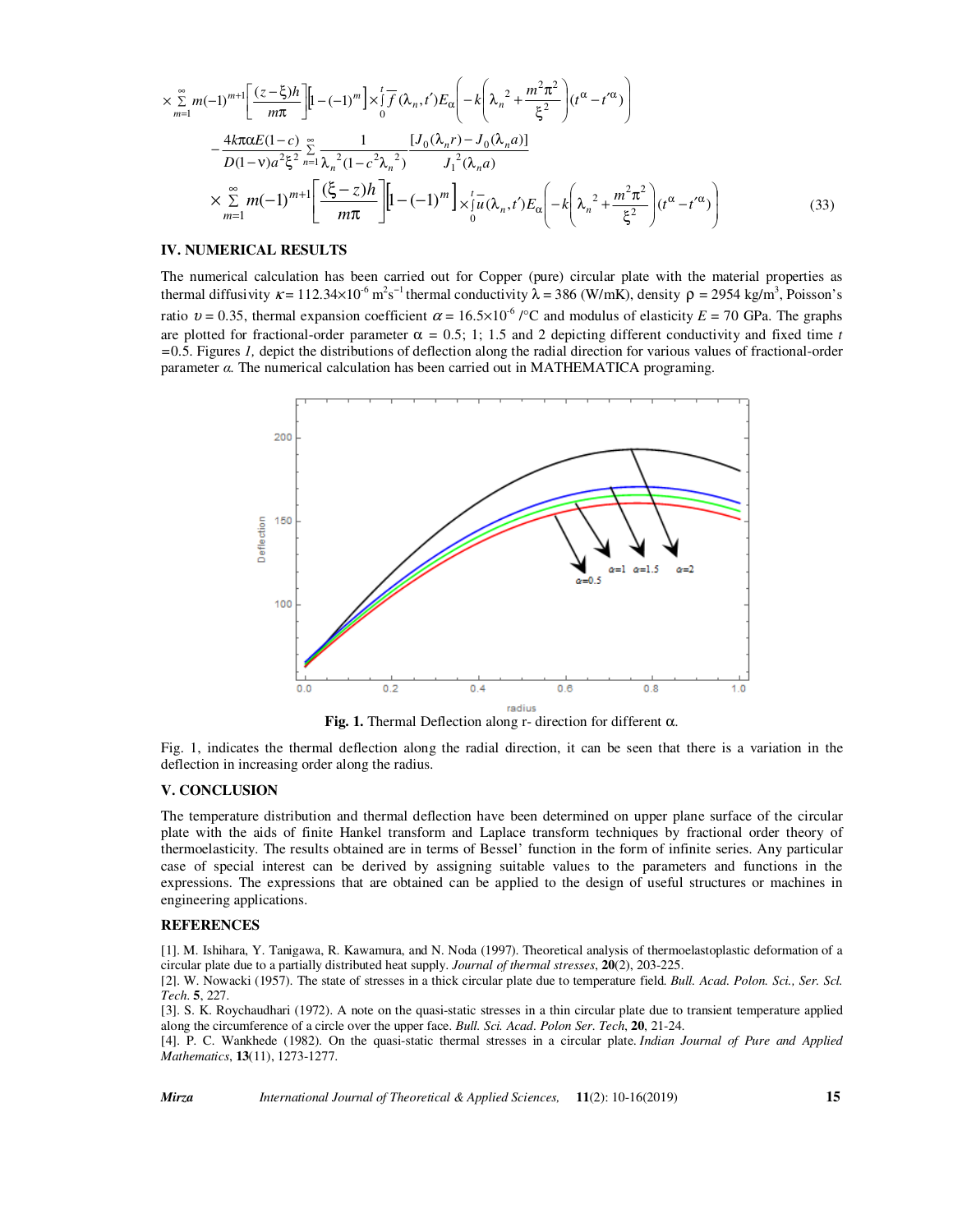$$\times \sum_{m=1}^{\infty} m(-1)^{m+1}\left[\frac{(z-\xi)h}{m\pi}\right]\left[1-(-1)^m\right]\times\int_0^t \overline{f}(\lambda_n,t')E_\alpha\left(-k\left(\lambda_n{}^2+\frac{m^2\pi^2}{\xi^2}\right)(t^\alpha-t'^\alpha)\right)$$

$$-\frac{4k\pi\alpha E(1-c)}{D(1-\nu)a^2\xi^2}\sum_{n=1}^{\infty}\frac{1}{\lambda_n{}^2(1-c^2\lambda_n{}^2)}\frac{[J_0(\lambda_n r)-J_0(\lambda_n a)]}{J_1{}^2(\lambda_n a)}$$

$$\times \sum_{m=1}^{\infty} m(-1)^{m+1}\left[\frac{(\xi-z)h}{m\pi}\right]\left[1-(-1)^m\right]\times\int_0^t \overline{u}(\lambda_n,t')E_\alpha\left(-k\left(\lambda_n{}^2+\frac{m^2\pi^2}{\xi^2}\right)(t^\alpha-t'^\alpha)\right) \tag{33}$$

## IV. NUMERICAL RESULTS

The numerical calculation has been carried out for Copper (pure) circular plate with the material properties as thermal diffusivity $\kappa = 112.34\times10^{-6}$ m$^2$s$^{-1}$ thermal conductivity $\lambda = 386$ (W/mK), density $\rho = 2954$ kg/m$^3$, Poisson's ratio $\upsilon = 0.35$, thermal expansion coefficient $\alpha = 16.5\times10^{-6}$ /°C and modulus of elasticity $E = 70$ GPa. The graphs are plotted for fractional-order parameter $\alpha = 0.5$; 1; 1.5 and 2 depicting different conductivity and fixed time $t$ =0.5. Figures *1,* depict the distributions of deflection along the radial direction for various values of fractional-order parameter *α*. The numerical calculation has been carried out in MATHEMATICA programing.

**Fig. 1.** Thermal Deflection along r- direction for different α.

Fig. 1, indicates the thermal deflection along the radial direction, it can be seen that there is a variation in the deflection in increasing order along the radius.

## V. CONCLUSION

The temperature distribution and thermal deflection have been determined on upper plane surface of the circular plate with the aids of finite Hankel transform and Laplace transform techniques by fractional order theory of thermoelasticity. The results obtained are in terms of Bessel' function in the form of infinite series. Any particular case of special interest can be derived by assigning suitable values to the parameters and functions in the expressions. The expressions that are obtained can be applied to the design of useful structures or machines in engineering applications.

## REFERENCES

[1]. M. Ishihara, Y. Tanigawa, R. Kawamura, and N. Noda (1997). Theoretical analysis of thermoelastoplastic deformation of a circular plate due to a partially distributed heat supply. *Journal of thermal stresses*, **20**(2), 203-225.

[2]. W. Nowacki (1957). The state of stresses in a thick circular plate due to temperature field. *Bull. Acad. Polon. Sci., Ser. Scl. Tech*. **5**, 227.

[3]. S. K. Roychaudhari (1972). A note on the quasi-static stresses in a thin circular plate due to transient temperature applied along the circumference of a circle over the upper face. *Bull. Sci. Acad. Polon Ser. Tech*, **20**, 21-24.

[4]. P. C. Wankhede (1982). On the quasi-static thermal stresses in a circular plate. *Indian Journal of Pure and Applied Mathematics*, **13**(11), 1273-1277.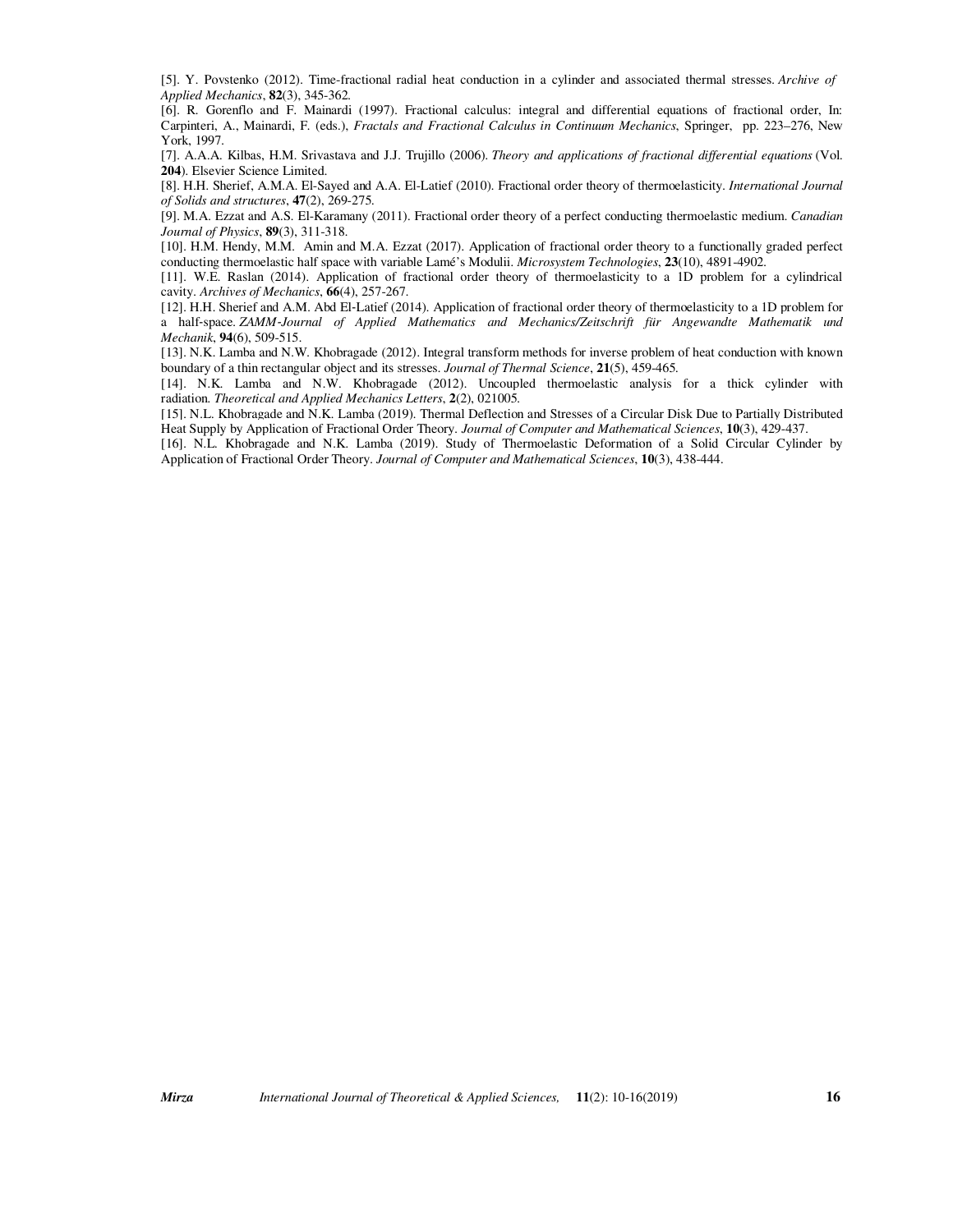[5]. Y. Povstenko (2012). Time-fractional radial heat conduction in a cylinder and associated thermal stresses. *Archive of Applied Mechanics*, **82**(3), 345-362.

[6]. R. Gorenflo and F. Mainardi (1997). Fractional calculus: integral and differential equations of fractional order, In: Carpinteri, A., Mainardi, F. (eds.), *Fractals and Fractional Calculus in Continuum Mechanics*, Springer, pp. 223–276, New York, 1997.

[7]. A.A.A. Kilbas, H.M. Srivastava and J.J. Trujillo (2006). *Theory and applications of fractional differential equations* (Vol. **204**). Elsevier Science Limited.

[8]. H.H. Sherief, A.M.A. El-Sayed and A.A. El-Latief (2010). Fractional order theory of thermoelasticity. *International Journal of Solids and structures*, **47**(2), 269-275.

[9]. M.A. Ezzat and A.S. El-Karamany (2011). Fractional order theory of a perfect conducting thermoelastic medium. *Canadian Journal of Physics*, **89**(3), 311-318.

[10]. H.M. Hendy, M.M. Amin and M.A. Ezzat (2017). Application of fractional order theory to a functionally graded perfect conducting thermoelastic half space with variable Lamé's Modulii. *Microsystem Technologies*, **23**(10), 4891-4902.

[11]. W.E. Raslan (2014). Application of fractional order theory of thermoelasticity to a 1D problem for a cylindrical cavity. *Archives of Mechanics*, **66**(4), 257-267.

[12]. H.H. Sherief and A.M. Abd El-Latief (2014). Application of fractional order theory of thermoelasticity to a 1D problem for a half-space. *ZAMM-Journal of Applied Mathematics and Mechanics/Zeitschrift für Angewandte Mathematik und Mechanik*, **94**(6), 509-515.

[13]. N.K. Lamba and N.W. Khobragade (2012). Integral transform methods for inverse problem of heat conduction with known boundary of a thin rectangular object and its stresses. *Journal of Thermal Science*, **21**(5), 459-465.

[14]. N.K. Lamba and N.W. Khobragade (2012). Uncoupled thermoelastic analysis for a thick cylinder with radiation. *Theoretical and Applied Mechanics Letters*, **2**(2), 021005.

[15]. N.L. Khobragade and N.K. Lamba (2019). Thermal Deflection and Stresses of a Circular Disk Due to Partially Distributed Heat Supply by Application of Fractional Order Theory. *Journal of Computer and Mathematical Sciences*, **10**(3), 429-437.

[16]. N.L. Khobragade and N.K. Lamba (2019). Study of Thermoelastic Deformation of a Solid Circular Cylinder by Application of Fractional Order Theory. *Journal of Computer and Mathematical Sciences*, **10**(3), 438-444.